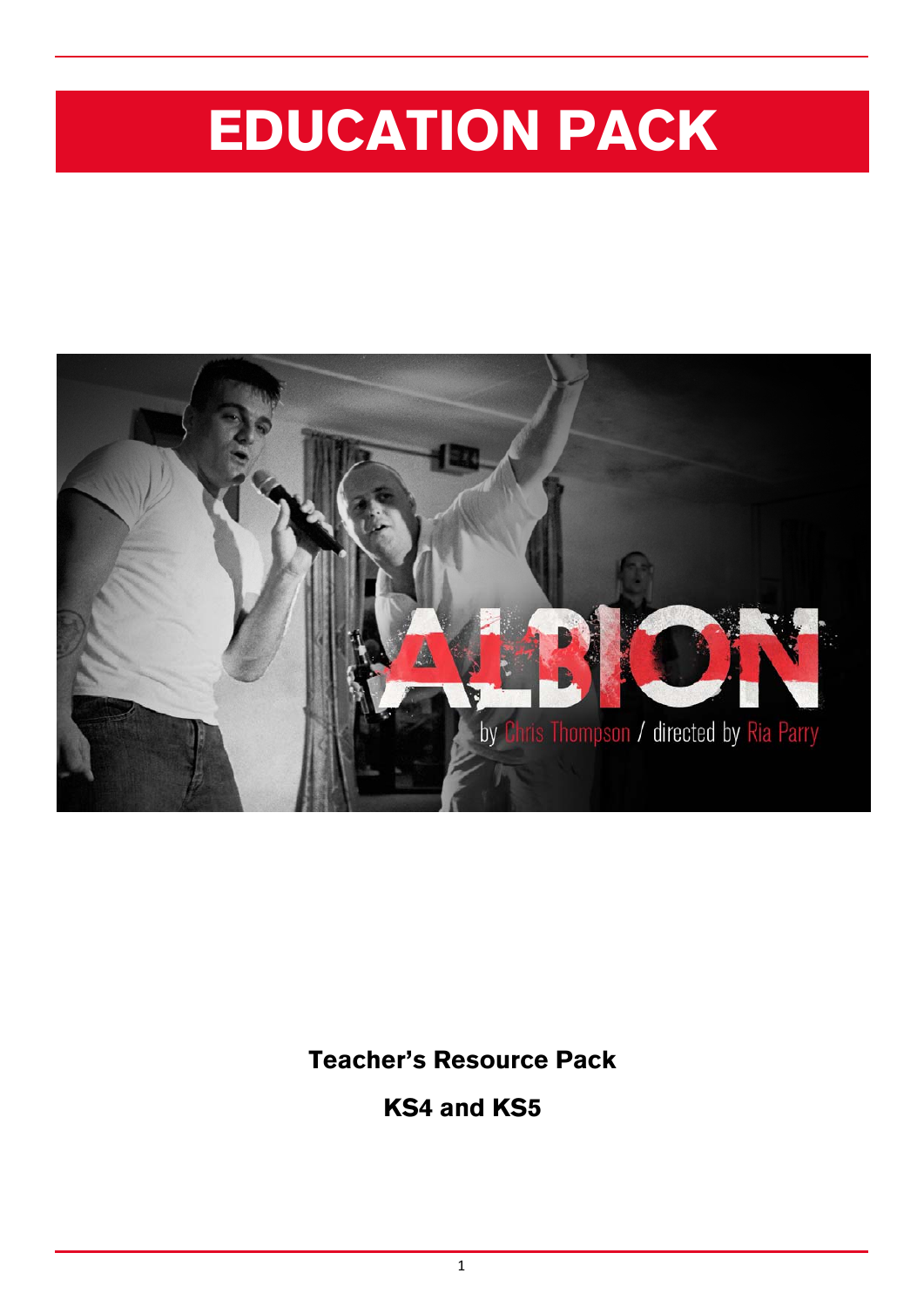# EDUCATION PACK

**Teacher's Resource Pack**

**KS4 and KS5**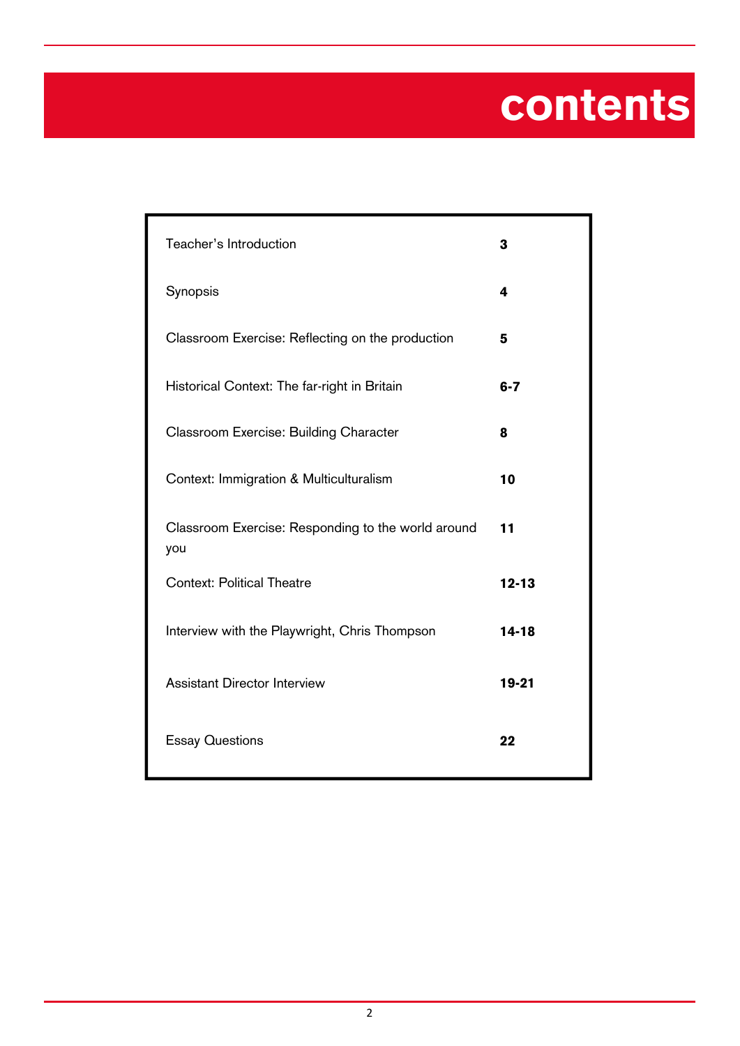# contents

| | |
|---|---|
| Teacher's Introduction | **3** |
| Synopsis | **4** |
| Classroom Exercise: Reflecting on the production | **5** |
| Historical Context: The far-right in Britain | **6-7** |
| Classroom Exercise: Building Character | **8** |
| Context: Immigration & Multiculturalism | **10** |
| Classroom Exercise: Responding to the world around you | **11** |
| Context: Political Theatre | **12-13** |
| Interview with the Playwright, Chris Thompson | **14-18** |
| Assistant Director Interview | **19-21** |
| Essay Questions | **22** |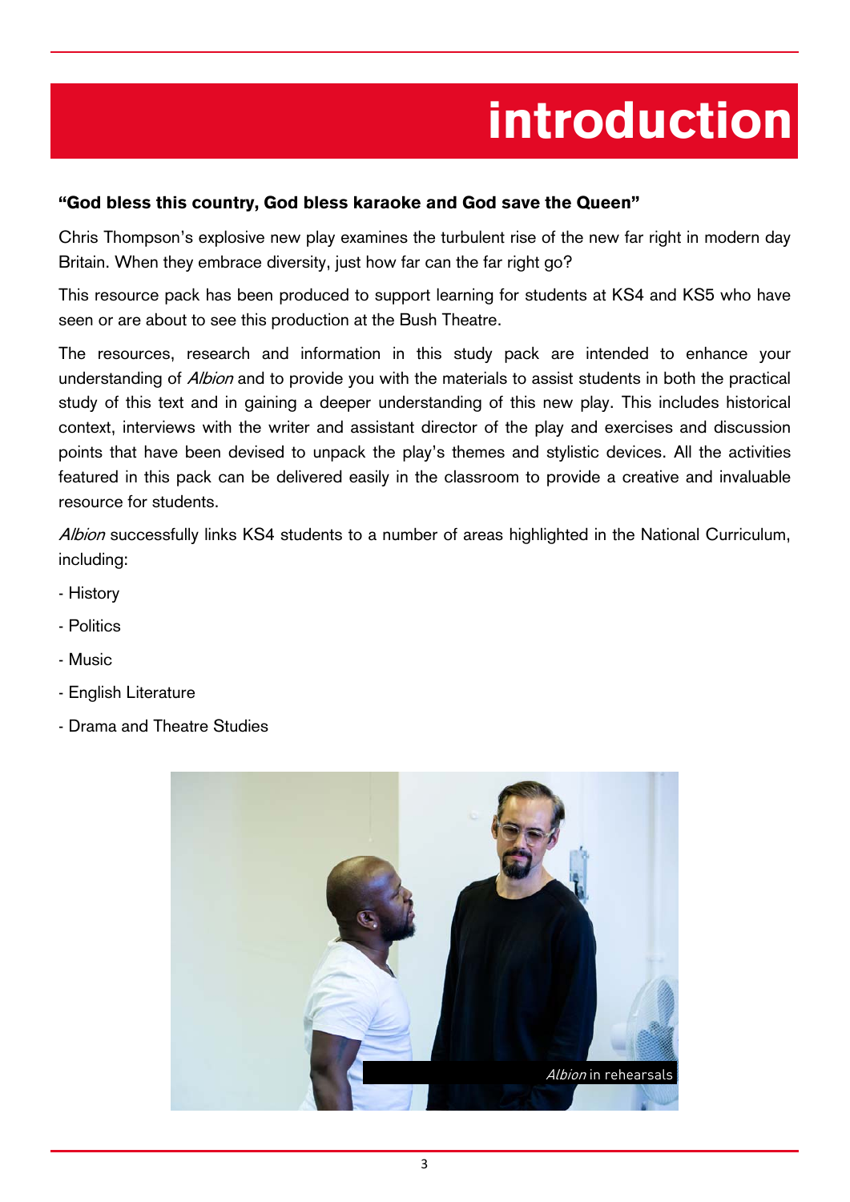# introduction

**"God bless this country, God bless karaoke and God save the Queen"**

Chris Thompson's explosive new play examines the turbulent rise of the new far right in modern day Britain. When they embrace diversity, just how far can the far right go?

This resource pack has been produced to support learning for students at KS4 and KS5 who have seen or are about to see this production at the Bush Theatre.

The resources, research and information in this study pack are intended to enhance your understanding of *Albion* and to provide you with the materials to assist students in both the practical study of this text and in gaining a deeper understanding of this new play. This includes historical context, interviews with the writer and assistant director of the play and exercises and discussion points that have been devised to unpack the play's themes and stylistic devices. All the activities featured in this pack can be delivered easily in the classroom to provide a creative and invaluable resource for students.

*Albion* successfully links KS4 students to a number of areas highlighted in the National Curriculum, including:

- History
- Politics
- Music
- English Literature
- Drama and Theatre Studies

*Albion* in rehearsals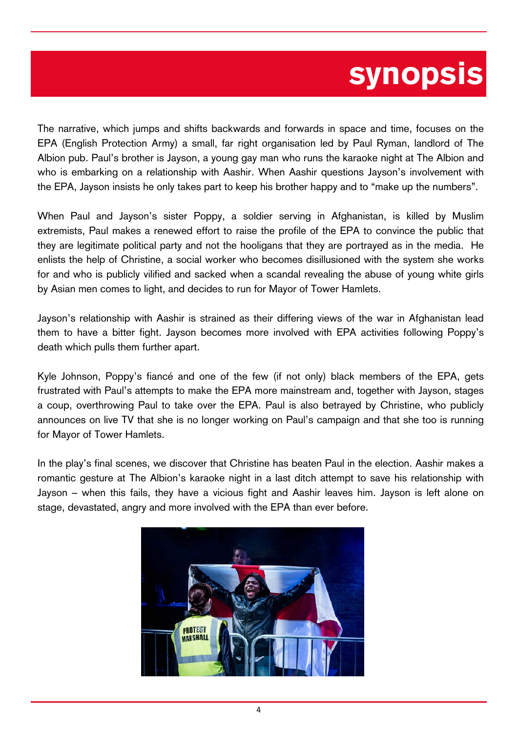# synopsis

The narrative, which jumps and shifts backwards and forwards in space and time, focuses on the EPA (English Protection Army) a small, far right organisation led by Paul Ryman, landlord of The Albion pub. Paul's brother is Jayson, a young gay man who runs the karaoke night at The Albion and who is embarking on a relationship with Aashir. When Aashir questions Jayson's involvement with the EPA, Jayson insists he only takes part to keep his brother happy and to "make up the numbers".

When Paul and Jayson's sister Poppy, a soldier serving in Afghanistan, is killed by Muslim extremists, Paul makes a renewed effort to raise the profile of the EPA to convince the public that they are legitimate political party and not the hooligans that they are portrayed as in the media. He enlists the help of Christine, a social worker who becomes disillusioned with the system she works for and who is publicly vilified and sacked when a scandal revealing the abuse of young white girls by Asian men comes to light, and decides to run for Mayor of Tower Hamlets.

Jayson's relationship with Aashir is strained as their differing views of the war in Afghanistan lead them to have a bitter fight. Jayson becomes more involved with EPA activities following Poppy's death which pulls them further apart.

Kyle Johnson, Poppy's fiancé and one of the few (if not only) black members of the EPA, gets frustrated with Paul's attempts to make the EPA more mainstream and, together with Jayson, stages a coup, overthrowing Paul to take over the EPA. Paul is also betrayed by Christine, who publicly announces on live TV that she is no longer working on Paul's campaign and that she too is running for Mayor of Tower Hamlets.

In the play's final scenes, we discover that Christine has beaten Paul in the election. Aashir makes a romantic gesture at The Albion's karaoke night in a last ditch attempt to save his relationship with Jayson – when this fails, they have a vicious fight and Aashir leaves him. Jayson is left alone on stage, devastated, angry and more involved with the EPA than ever before.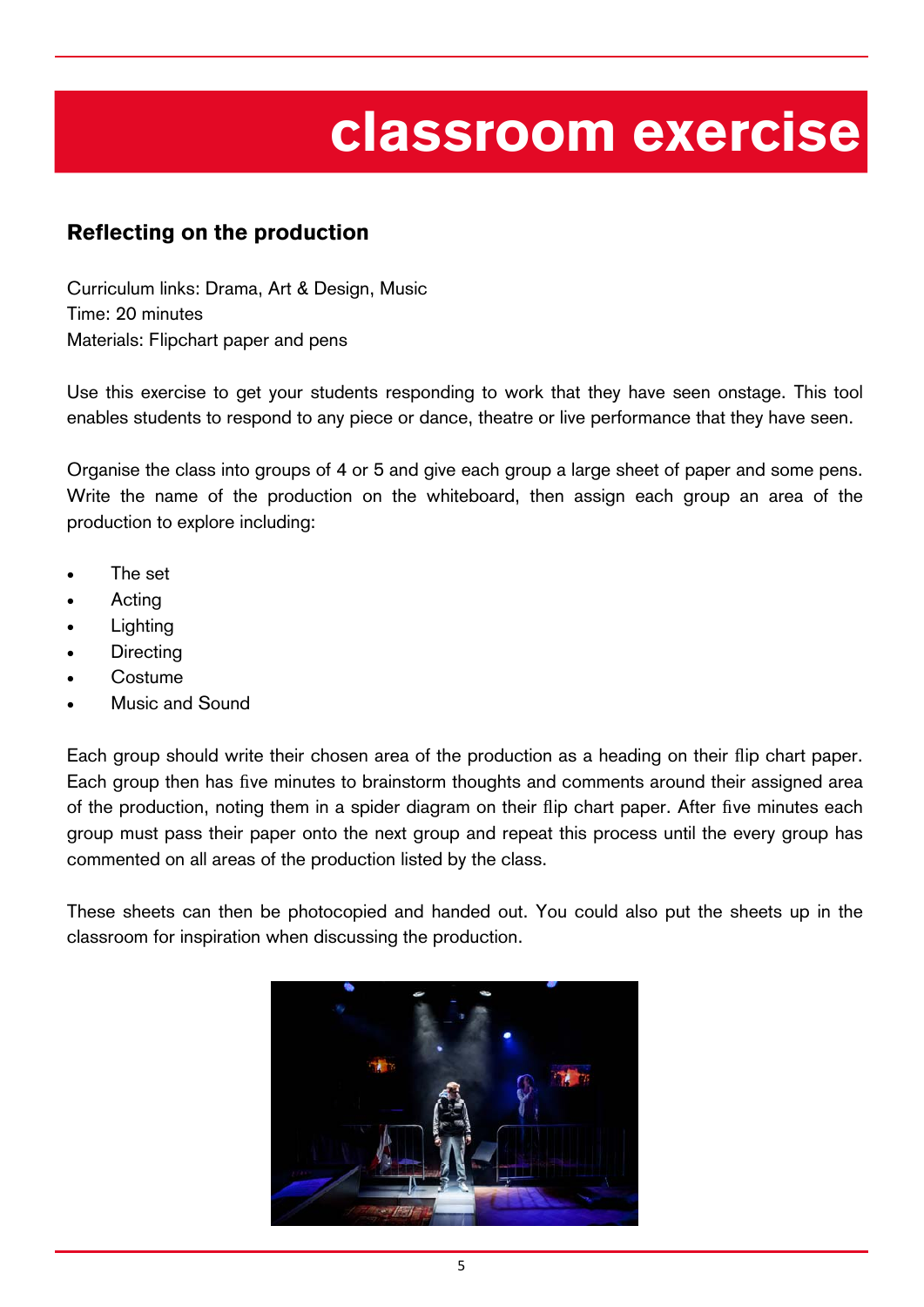# classroom exercise

## Reflecting on the production

Curriculum links: Drama, Art & Design, Music
Time: 20 minutes
Materials: Flipchart paper and pens

Use this exercise to get your students responding to work that they have seen onstage. This tool enables students to respond to any piece or dance, theatre or live performance that they have seen.

Organise the class into groups of 4 or 5 and give each group a large sheet of paper and some pens. Write the name of the production on the whiteboard, then assign each group an area of the production to explore including:

- The set
- Acting
- Lighting
- Directing
- Costume
- Music and Sound

Each group should write their chosen area of the production as a heading on their flip chart paper. Each group then has five minutes to brainstorm thoughts and comments around their assigned area of the production, noting them in a spider diagram on their flip chart paper. After five minutes each group must pass their paper onto the next group and repeat this process until the every group has commented on all areas of the production listed by the class.

These sheets can then be photocopied and handed out. You could also put the sheets up in the classroom for inspiration when discussing the production.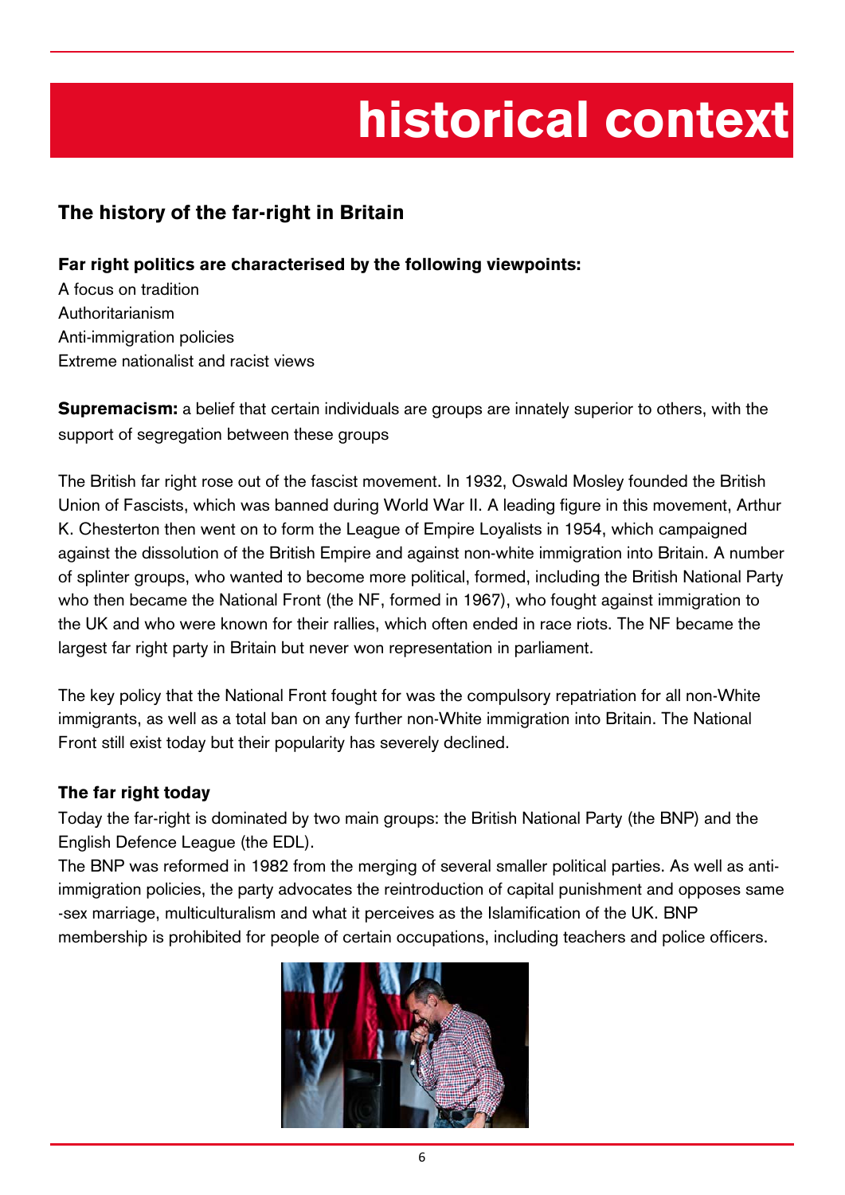# historical context

## The history of the far-right in Britain

**Far right politics are characterised by the following viewpoints:**

A focus on tradition
Authoritarianism
Anti-immigration policies
Extreme nationalist and racist views

**Supremacism:** a belief that certain individuals are groups are innately superior to others, with the support of segregation between these groups

The British far right rose out of the fascist movement. In 1932, Oswald Mosley founded the British Union of Fascists, which was banned during World War II. A leading figure in this movement, Arthur K. Chesterton then went on to form the League of Empire Loyalists in 1954, which campaigned against the dissolution of the British Empire and against non-white immigration into Britain. A number of splinter groups, who wanted to become more political, formed, including the British National Party who then became the National Front (the NF, formed in 1967), who fought against immigration to the UK and who were known for their rallies, which often ended in race riots. The NF became the largest far right party in Britain but never won representation in parliament.

The key policy that the National Front fought for was the compulsory repatriation for all non-White immigrants, as well as a total ban on any further non-White immigration into Britain. The National Front still exist today but their popularity has severely declined.

### The far right today

Today the far-right is dominated by two main groups: the British National Party (the BNP) and the English Defence League (the EDL).

The BNP was reformed in 1982 from the merging of several smaller political parties. As well as anti-immigration policies, the party advocates the reintroduction of capital punishment and opposes same-sex marriage, multiculturalism and what it perceives as the Islamification of the UK. BNP membership is prohibited for people of certain occupations, including teachers and police officers.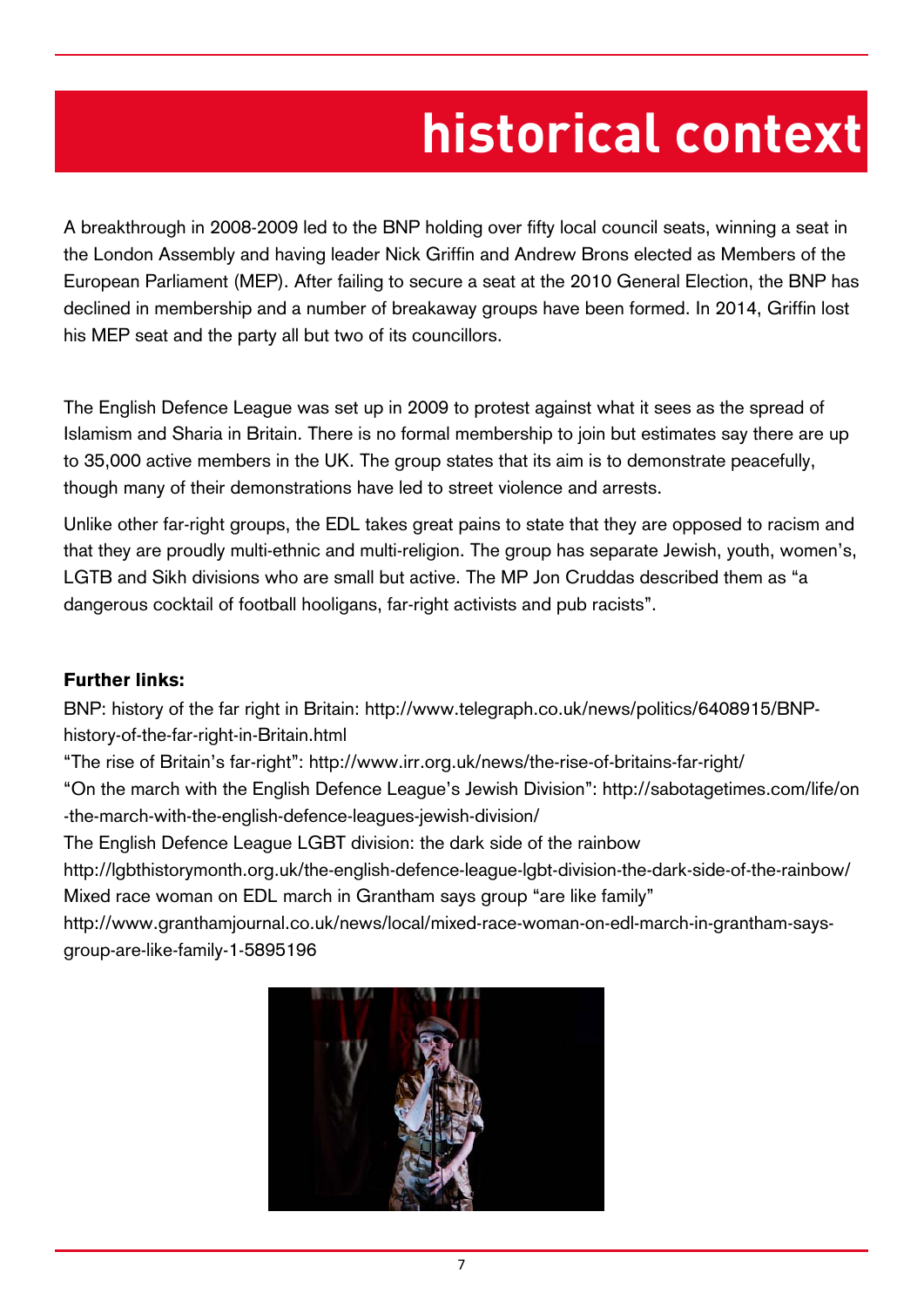# historical context

A breakthrough in 2008-2009 led to the BNP holding over fifty local council seats, winning a seat in the London Assembly and having leader Nick Griffin and Andrew Brons elected as Members of the European Parliament (MEP). After failing to secure a seat at the 2010 General Election, the BNP has declined in membership and a number of breakaway groups have been formed. In 2014, Griffin lost his MEP seat and the party all but two of its councillors.

The English Defence League was set up in 2009 to protest against what it sees as the spread of Islamism and Sharia in Britain. There is no formal membership to join but estimates say there are up to 35,000 active members in the UK. The group states that its aim is to demonstrate peacefully, though many of their demonstrations have led to street violence and arrests.

Unlike other far-right groups, the EDL takes great pains to state that they are opposed to racism and that they are proudly multi-ethnic and multi-religion. The group has separate Jewish, youth, women's, LGTB and Sikh divisions who are small but active. The MP Jon Cruddas described them as "a dangerous cocktail of football hooligans, far-right activists and pub racists".

**Further links:**

BNP: history of the far right in Britain: http://www.telegraph.co.uk/news/politics/6408915/BNP-history-of-the-far-right-in-Britain.html

"The rise of Britain's far-right": http://www.irr.org.uk/news/the-rise-of-britains-far-right/

"On the march with the English Defence League's Jewish Division": http://sabotagetimes.com/life/on-the-march-with-the-english-defence-leagues-jewish-division/

The English Defence League LGBT division: the dark side of the rainbow
http://lgbthistorymonth.org.uk/the-english-defence-league-lgbt-division-the-dark-side-of-the-rainbow/

Mixed race woman on EDL march in Grantham says group "are like family"
http://www.granthamjournal.co.uk/news/local/mixed-race-woman-on-edl-march-in-grantham-says-group-are-like-family-1-5895196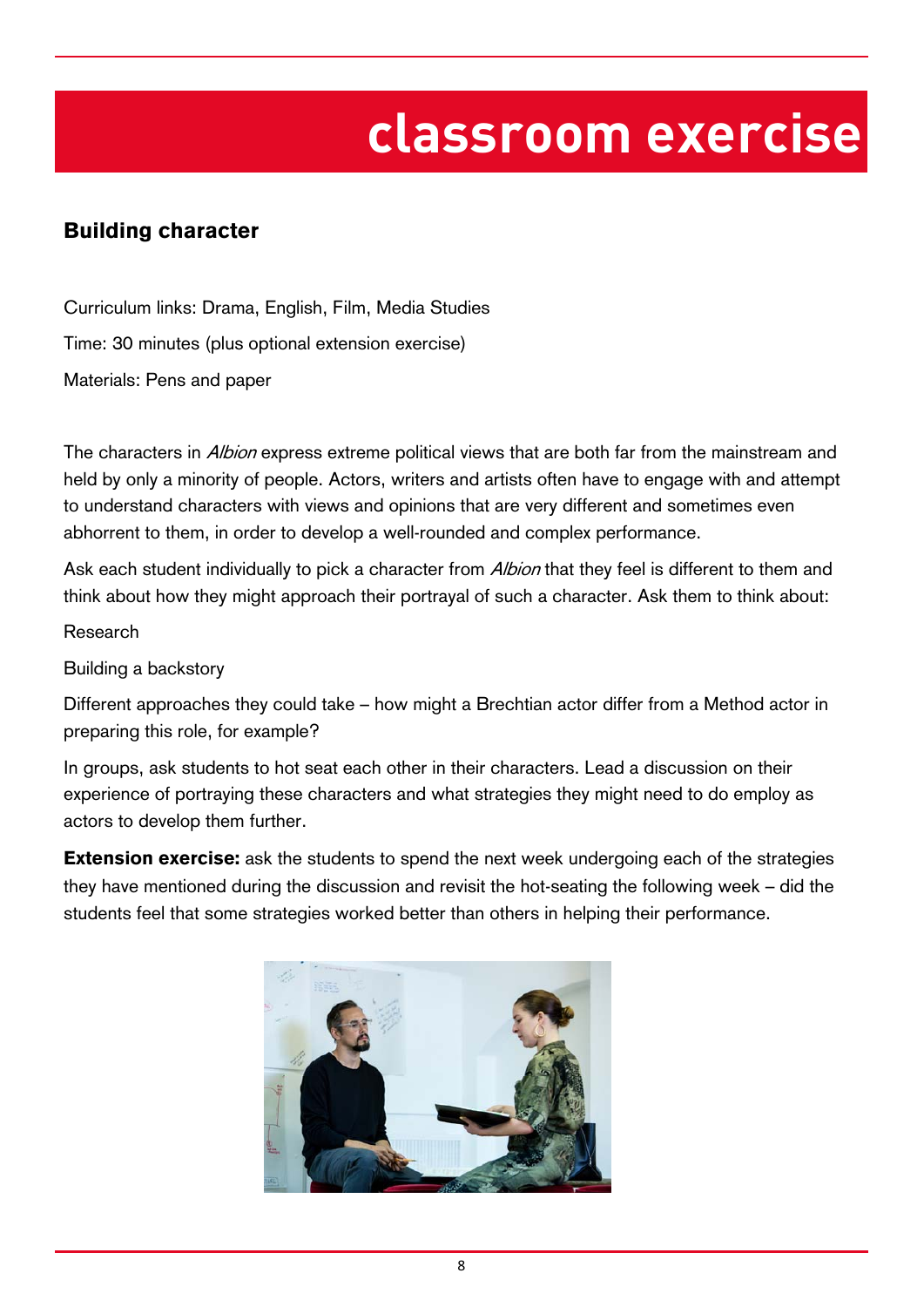# classroom exercise

## Building character

Curriculum links: Drama, English, Film, Media Studies

Time: 30 minutes (plus optional extension exercise)

Materials: Pens and paper

The characters in *Albion* express extreme political views that are both far from the mainstream and held by only a minority of people. Actors, writers and artists often have to engage with and attempt to understand characters with views and opinions that are very different and sometimes even abhorrent to them, in order to develop a well-rounded and complex performance.

Ask each student individually to pick a character from *Albion* that they feel is different to them and think about how they might approach their portrayal of such a character. Ask them to think about:

Research

Building a backstory

Different approaches they could take – how might a Brechtian actor differ from a Method actor in preparing this role, for example?

In groups, ask students to hot seat each other in their characters. Lead a discussion on their experience of portraying these characters and what strategies they might need to do employ as actors to develop them further.

**Extension exercise:** ask the students to spend the next week undergoing each of the strategies they have mentioned during the discussion and revisit the hot-seating the following week – did the students feel that some strategies worked better than others in helping their performance.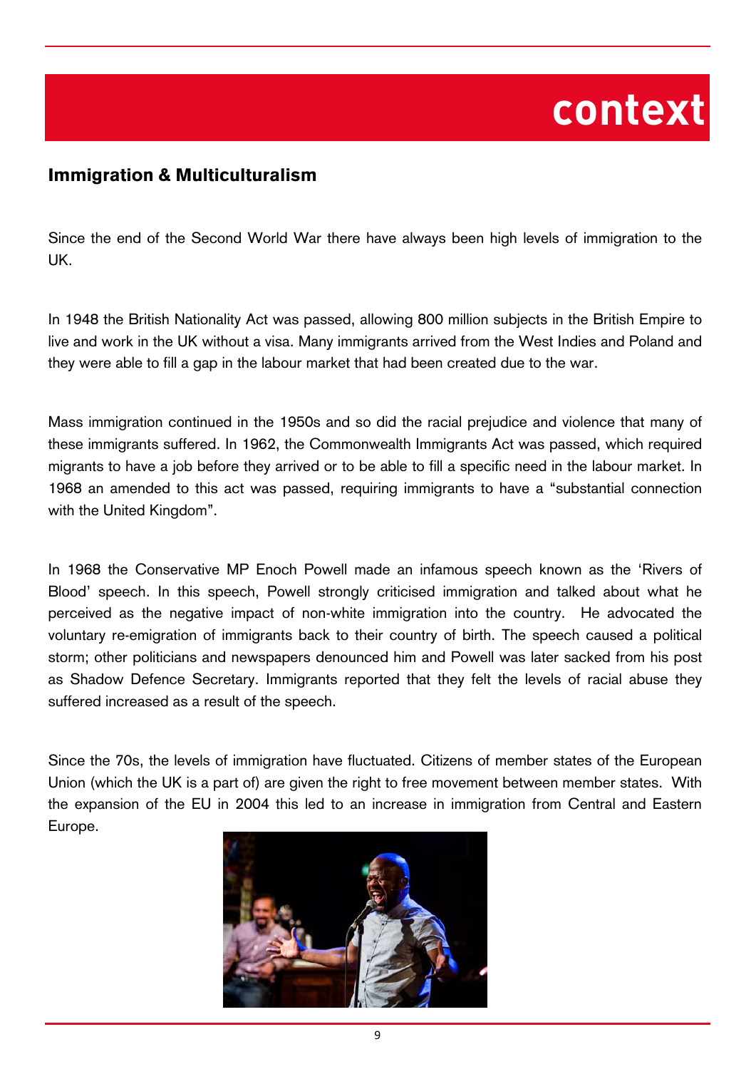# context

## Immigration & Multiculturalism

Since the end of the Second World War there have always been high levels of immigration to the UK.

In 1948 the British Nationality Act was passed, allowing 800 million subjects in the British Empire to live and work in the UK without a visa. Many immigrants arrived from the West Indies and Poland and they were able to fill a gap in the labour market that had been created due to the war.

Mass immigration continued in the 1950s and so did the racial prejudice and violence that many of these immigrants suffered. In 1962, the Commonwealth Immigrants Act was passed, which required migrants to have a job before they arrived or to be able to fill a specific need in the labour market. In 1968 an amended to this act was passed, requiring immigrants to have a "substantial connection with the United Kingdom".

In 1968 the Conservative MP Enoch Powell made an infamous speech known as the 'Rivers of Blood' speech. In this speech, Powell strongly criticised immigration and talked about what he perceived as the negative impact of non-white immigration into the country. He advocated the voluntary re-emigration of immigrants back to their country of birth. The speech caused a political storm; other politicians and newspapers denounced him and Powell was later sacked from his post as Shadow Defence Secretary. Immigrants reported that they felt the levels of racial abuse they suffered increased as a result of the speech.

Since the 70s, the levels of immigration have fluctuated. Citizens of member states of the European Union (which the UK is a part of) are given the right to free movement between member states. With the expansion of the EU in 2004 this led to an increase in immigration from Central and Eastern Europe.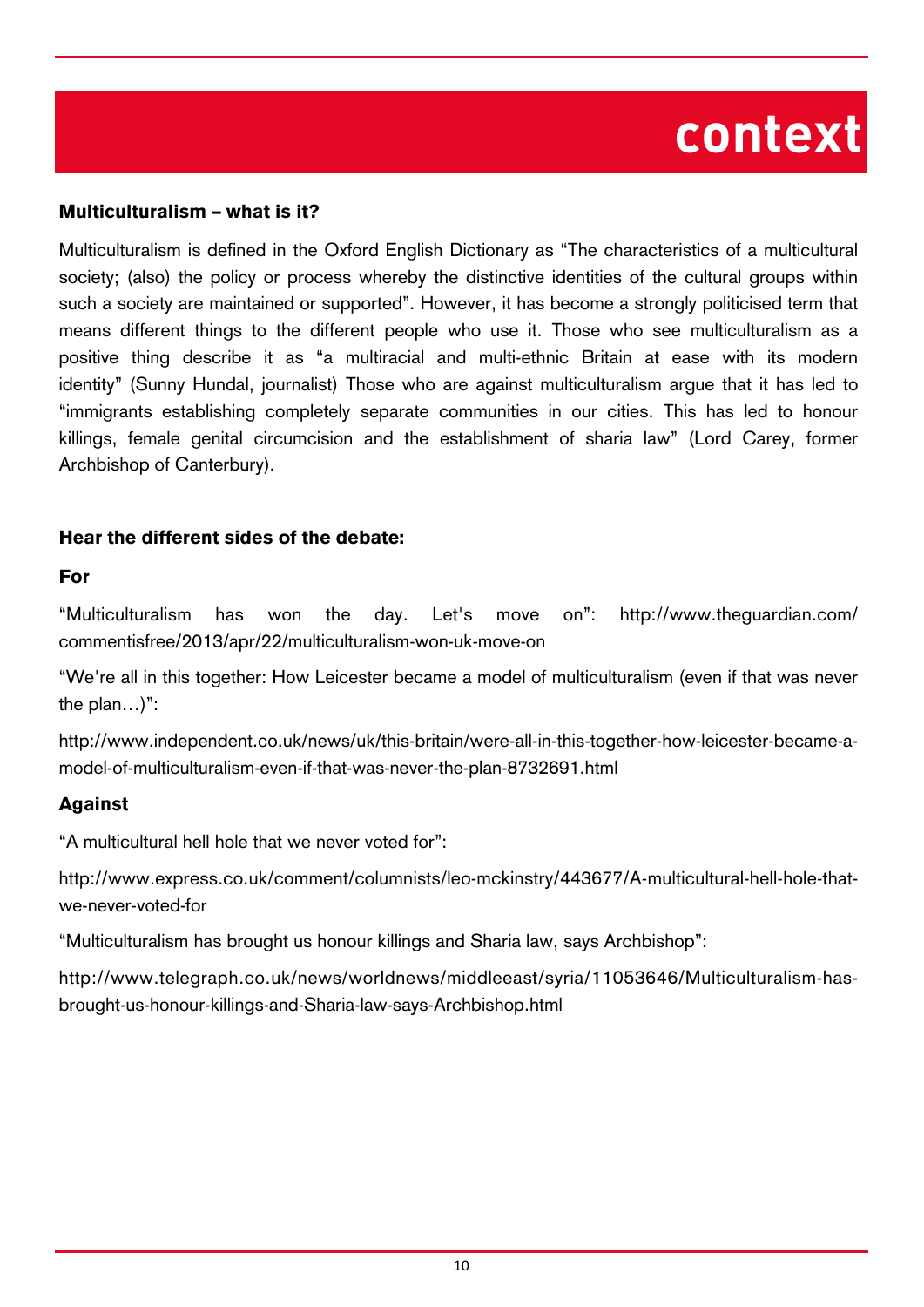# context

### Multiculturalism – what is it?

Multiculturalism is defined in the Oxford English Dictionary as "The characteristics of a multicultural society; (also) the policy or process whereby the distinctive identities of the cultural groups within such a society are maintained or supported". However, it has become a strongly politicised term that means different things to the different people who use it. Those who see multiculturalism as a positive thing describe it as "a multiracial and multi-ethnic Britain at ease with its modern identity" (Sunny Hundal, journalist) Those who are against multiculturalism argue that it has led to "immigrants establishing completely separate communities in our cities. This has led to honour killings, female genital circumcision and the establishment of sharia law" (Lord Carey, former Archbishop of Canterbury).

### Hear the different sides of the debate:

#### For

"Multiculturalism has won the day. Let's move on": http://www.theguardian.com/commentisfree/2013/apr/22/multiculturalism-won-uk-move-on

"We're all in this together: How Leicester became a model of multiculturalism (even if that was never the plan…)":

http://www.independent.co.uk/news/uk/this-britain/were-all-in-this-together-how-leicester-became-a-model-of-multiculturalism-even-if-that-was-never-the-plan-8732691.html

#### Against

"A multicultural hell hole that we never voted for":

http://www.express.co.uk/comment/columnists/leo-mckinstry/443677/A-multicultural-hell-hole-that-we-never-voted-for

"Multiculturalism has brought us honour killings and Sharia law, says Archbishop":

http://www.telegraph.co.uk/news/worldnews/middleeast/syria/11053646/Multiculturalism-has-brought-us-honour-killings-and-Sharia-law-says-Archbishop.html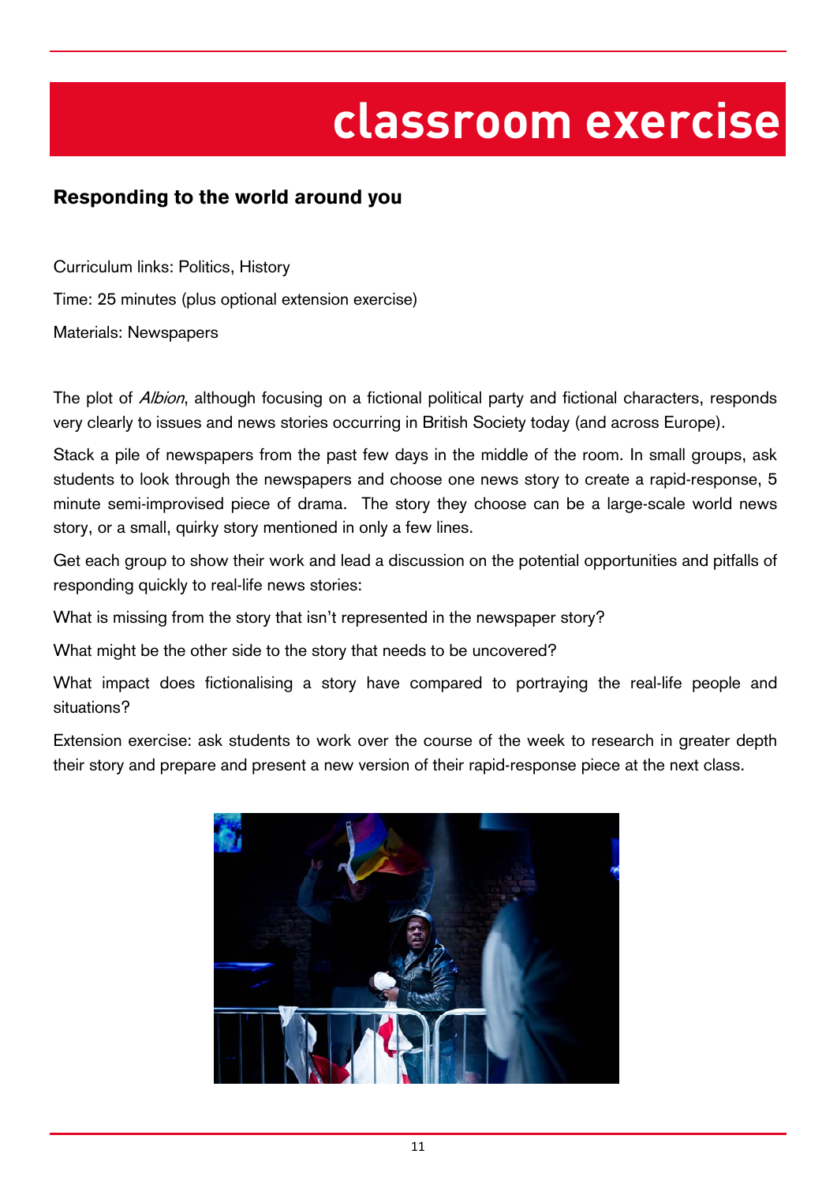# classroom exercise

## Responding to the world around you

Curriculum links: Politics, History

Time: 25 minutes (plus optional extension exercise)

Materials: Newspapers

The plot of *Albion*, although focusing on a fictional political party and fictional characters, responds very clearly to issues and news stories occurring in British Society today (and across Europe).

Stack a pile of newspapers from the past few days in the middle of the room. In small groups, ask students to look through the newspapers and choose one news story to create a rapid-response, 5 minute semi-improvised piece of drama. The story they choose can be a large-scale world news story, or a small, quirky story mentioned in only a few lines.

Get each group to show their work and lead a discussion on the potential opportunities and pitfalls of responding quickly to real-life news stories:

What is missing from the story that isn't represented in the newspaper story?

What might be the other side to the story that needs to be uncovered?

What impact does fictionalising a story have compared to portraying the real-life people and situations?

Extension exercise: ask students to work over the course of the week to research in greater depth their story and prepare and present a new version of their rapid-response piece at the next class.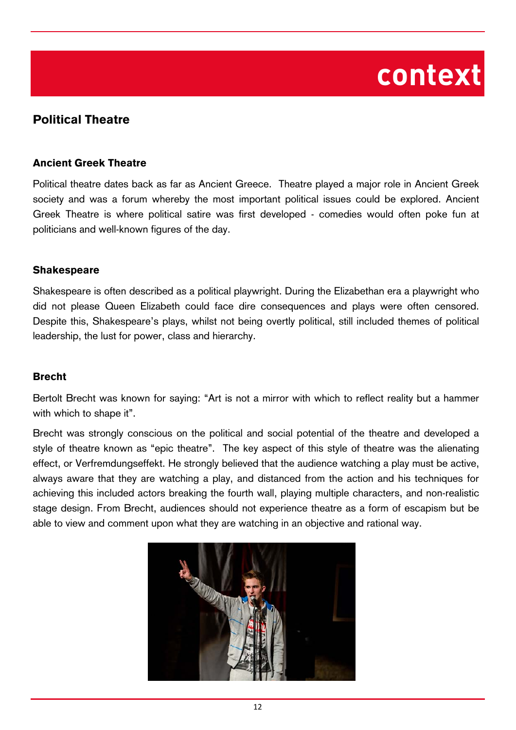# context

## Political Theatre

### Ancient Greek Theatre

Political theatre dates back as far as Ancient Greece. Theatre played a major role in Ancient Greek society and was a forum whereby the most important political issues could be explored. Ancient Greek Theatre is where political satire was first developed - comedies would often poke fun at politicians and well-known figures of the day.

### Shakespeare

Shakespeare is often described as a political playwright. During the Elizabethan era a playwright who did not please Queen Elizabeth could face dire consequences and plays were often censored. Despite this, Shakespeare's plays, whilst not being overtly political, still included themes of political leadership, the lust for power, class and hierarchy.

### Brecht

Bertolt Brecht was known for saying: "Art is not a mirror with which to reflect reality but a hammer with which to shape it".

Brecht was strongly conscious on the political and social potential of the theatre and developed a style of theatre known as "epic theatre". The key aspect of this style of theatre was the alienating effect, or Verfremdungseffekt. He strongly believed that the audience watching a play must be active, always aware that they are watching a play, and distanced from the action and his techniques for achieving this included actors breaking the fourth wall, playing multiple characters, and non-realistic stage design. From Brecht, audiences should not experience theatre as a form of escapism but be able to view and comment upon what they are watching in an objective and rational way.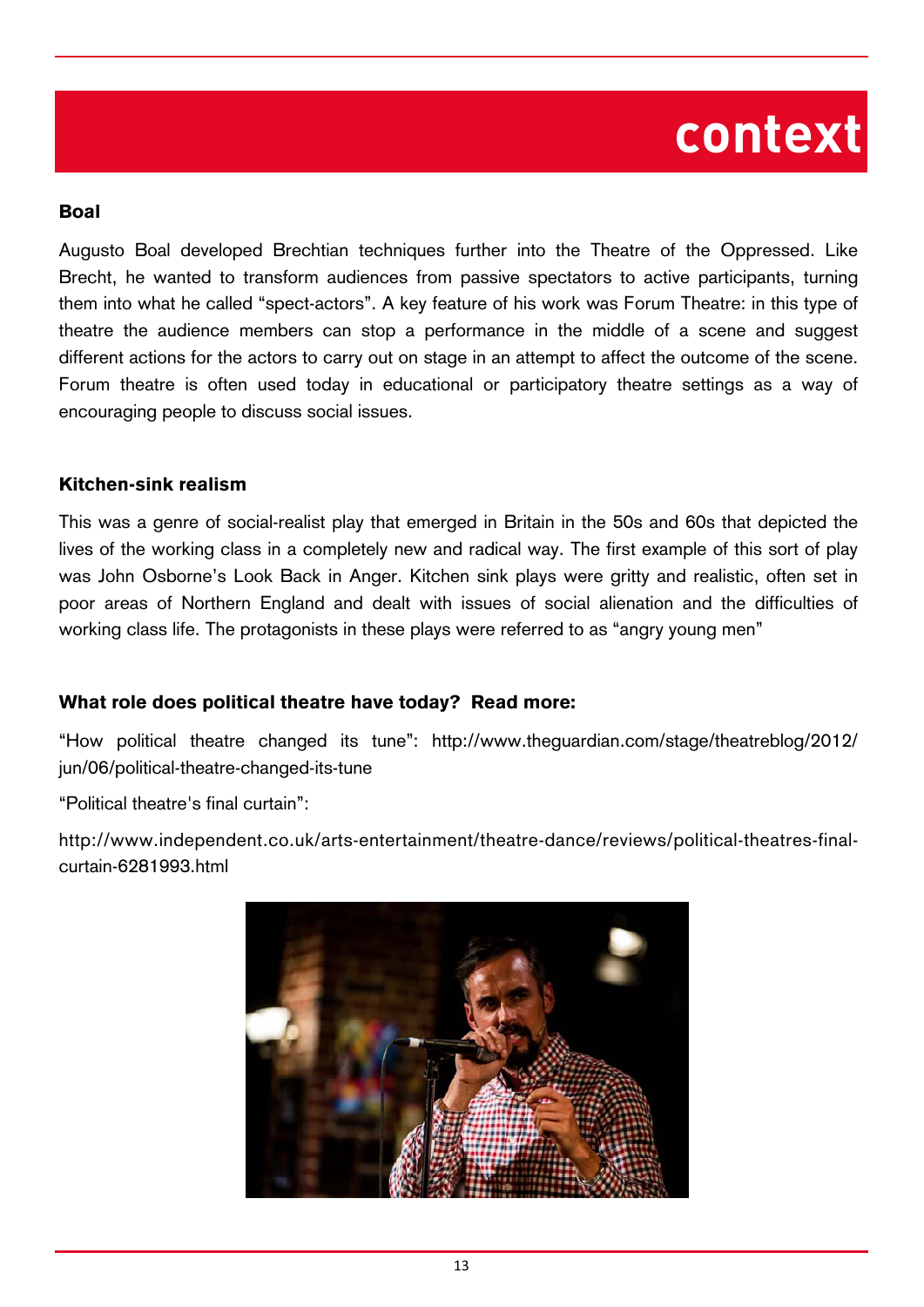# context

### Boal

Augusto Boal developed Brechtian techniques further into the Theatre of the Oppressed. Like Brecht, he wanted to transform audiences from passive spectators to active participants, turning them into what he called “spect-actors”. A key feature of his work was Forum Theatre: in this type of theatre the audience members can stop a performance in the middle of a scene and suggest different actions for the actors to carry out on stage in an attempt to affect the outcome of the scene. Forum theatre is often used today in educational or participatory theatre settings as a way of encouraging people to discuss social issues.

### Kitchen-sink realism

This was a genre of social-realist play that emerged in Britain in the 50s and 60s that depicted the lives of the working class in a completely new and radical way. The first example of this sort of play was John Osborne’s Look Back in Anger. Kitchen sink plays were gritty and realistic, often set in poor areas of Northern England and dealt with issues of social alienation and the difficulties of working class life. The protagonists in these plays were referred to as “angry young men”

### What role does political theatre have today? Read more:

“How political theatre changed its tune”: http://www.theguardian.com/stage/theatreblog/2012/jun/06/political-theatre-changed-its-tune

“Political theatre's final curtain”:

http://www.independent.co.uk/arts-entertainment/theatre-dance/reviews/political-theatres-final-curtain-6281993.html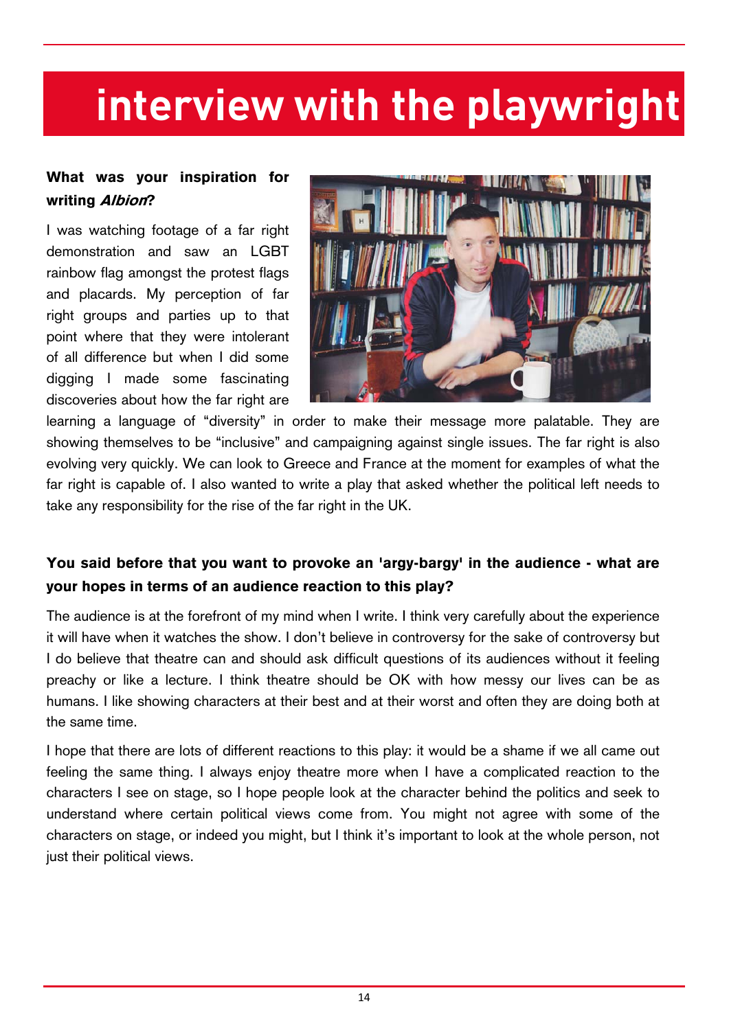# interview with the playwright

**What was your inspiration for writing *Albion*?**

I was watching footage of a far right demonstration and saw an LGBT rainbow flag amongst the protest flags and placards. My perception of far right groups and parties up to that point where that they were intolerant of all difference but when I did some digging I made some fascinating discoveries about how the far right are learning a language of "diversity" in order to make their message more palatable. They are showing themselves to be "inclusive" and campaigning against single issues. The far right is also evolving very quickly. We can look to Greece and France at the moment for examples of what the far right is capable of. I also wanted to write a play that asked whether the political left needs to take any responsibility for the rise of the far right in the UK.

**You said before that you want to provoke an 'argy-bargy' in the audience - what are your hopes in terms of an audience reaction to this play?**

The audience is at the forefront of my mind when I write. I think very carefully about the experience it will have when it watches the show. I don't believe in controversy for the sake of controversy but I do believe that theatre can and should ask difficult questions of its audiences without it feeling preachy or like a lecture. I think theatre should be OK with how messy our lives can be as humans. I like showing characters at their best and at their worst and often they are doing both at the same time.

I hope that there are lots of different reactions to this play: it would be a shame if we all came out feeling the same thing. I always enjoy theatre more when I have a complicated reaction to the characters I see on stage, so I hope people look at the character behind the politics and seek to understand where certain political views come from. You might not agree with some of the characters on stage, or indeed you might, but I think it's important to look at the whole person, not just their political views.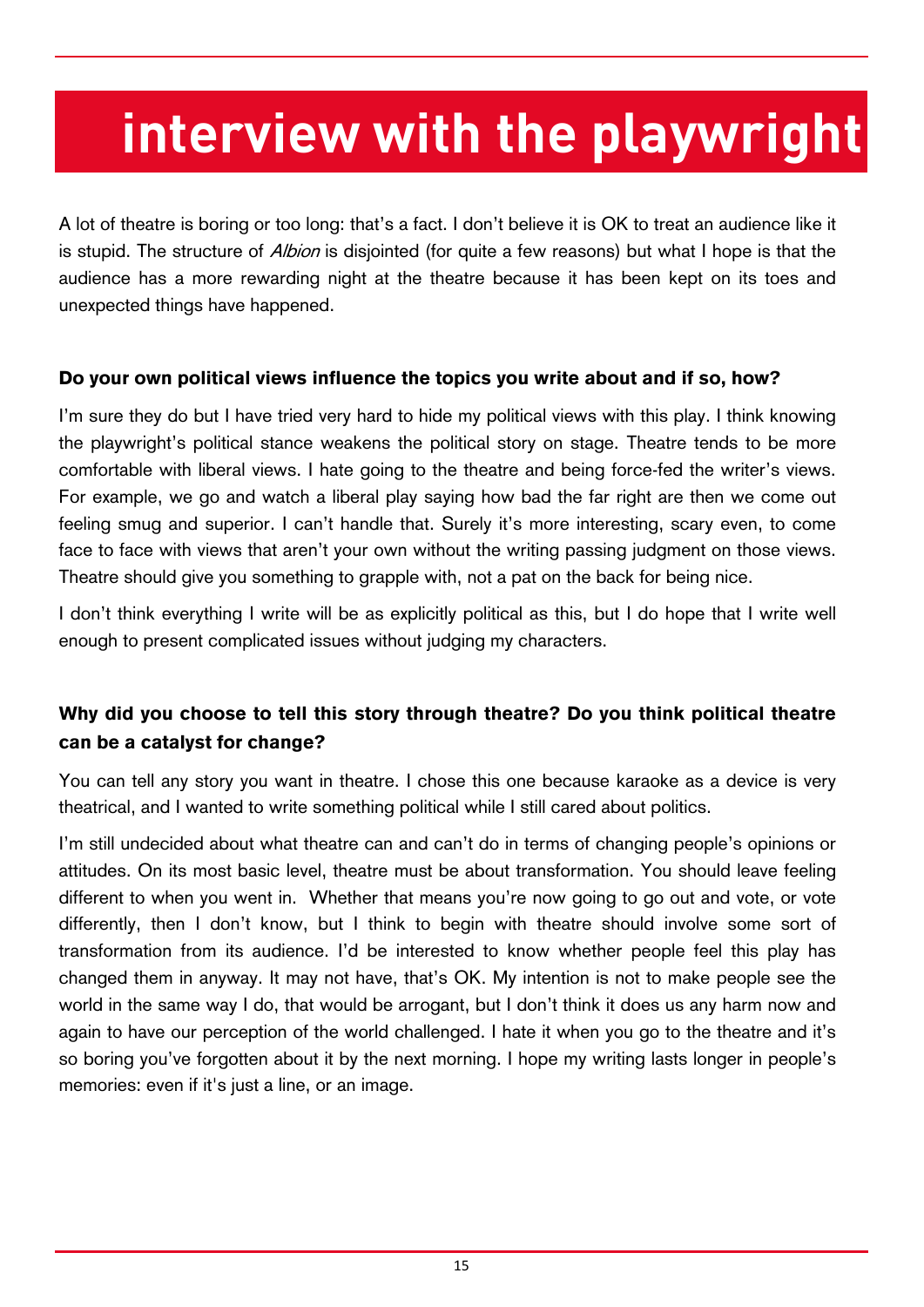# interview with the playwright

A lot of theatre is boring or too long: that's a fact. I don't believe it is OK to treat an audience like it is stupid. The structure of *Albion* is disjointed (for quite a few reasons) but what I hope is that the audience has a more rewarding night at the theatre because it has been kept on its toes and unexpected things have happened.

**Do your own political views influence the topics you write about and if so, how?**

I'm sure they do but I have tried very hard to hide my political views with this play. I think knowing the playwright's political stance weakens the political story on stage. Theatre tends to be more comfortable with liberal views. I hate going to the theatre and being force-fed the writer's views. For example, we go and watch a liberal play saying how bad the far right are then we come out feeling smug and superior. I can't handle that. Surely it's more interesting, scary even, to come face to face with views that aren't your own without the writing passing judgment on those views. Theatre should give you something to grapple with, not a pat on the back for being nice.

I don't think everything I write will be as explicitly political as this, but I do hope that I write well enough to present complicated issues without judging my characters.

**Why did you choose to tell this story through theatre? Do you think political theatre can be a catalyst for change?**

You can tell any story you want in theatre. I chose this one because karaoke as a device is very theatrical, and I wanted to write something political while I still cared about politics.

I'm still undecided about what theatre can and can't do in terms of changing people's opinions or attitudes. On its most basic level, theatre must be about transformation. You should leave feeling different to when you went in. Whether that means you're now going to go out and vote, or vote differently, then I don't know, but I think to begin with theatre should involve some sort of transformation from its audience. I'd be interested to know whether people feel this play has changed them in anyway. It may not have, that's OK. My intention is not to make people see the world in the same way I do, that would be arrogant, but I don't think it does us any harm now and again to have our perception of the world challenged. I hate it when you go to the theatre and it's so boring you've forgotten about it by the next morning. I hope my writing lasts longer in people's memories: even if it's just a line, or an image.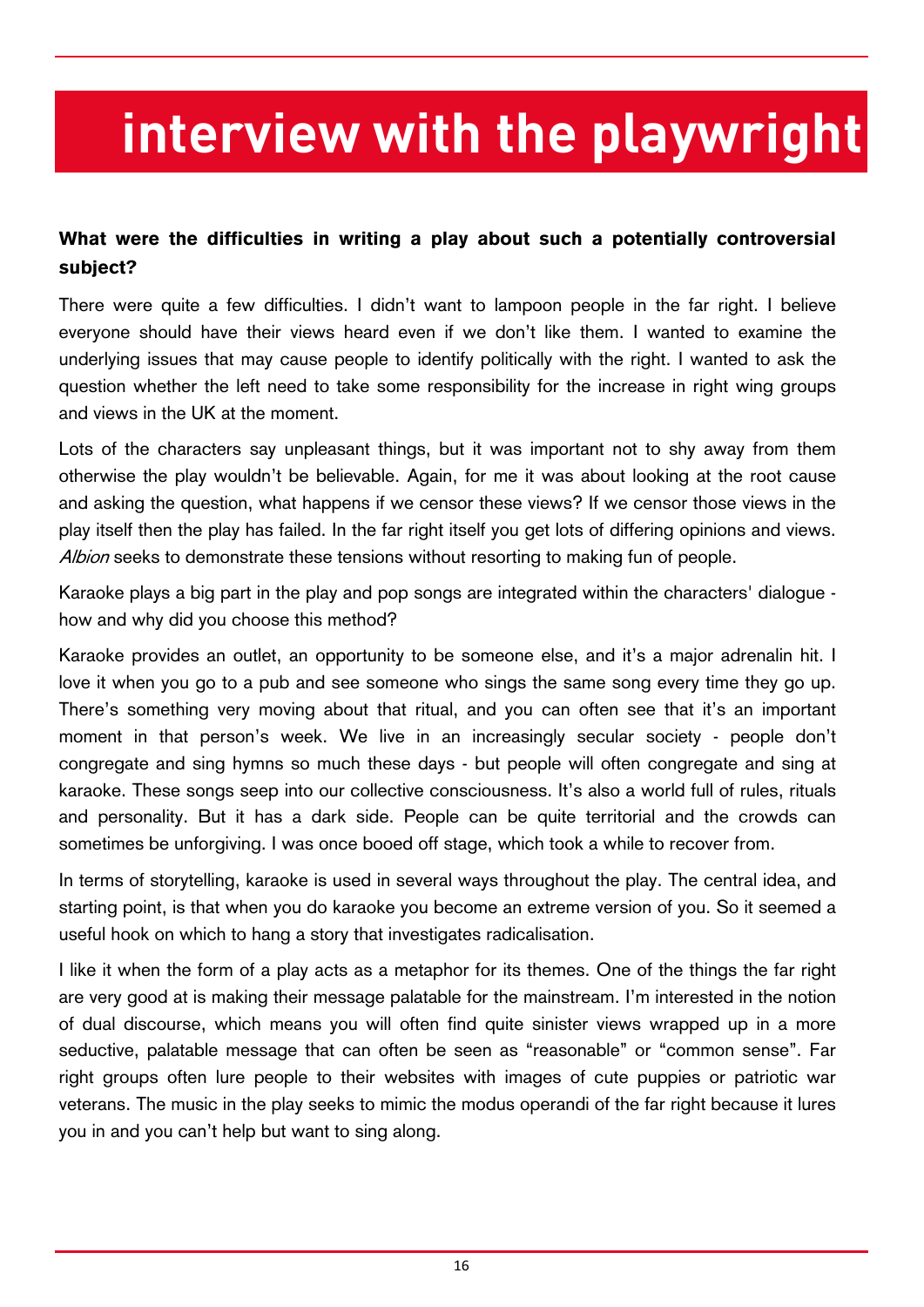# interview with the playwright

**What were the difficulties in writing a play about such a potentially controversial subject?**

There were quite a few difficulties. I didn't want to lampoon people in the far right. I believe everyone should have their views heard even if we don't like them. I wanted to examine the underlying issues that may cause people to identify politically with the right. I wanted to ask the question whether the left need to take some responsibility for the increase in right wing groups and views in the UK at the moment.

Lots of the characters say unpleasant things, but it was important not to shy away from them otherwise the play wouldn't be believable. Again, for me it was about looking at the root cause and asking the question, what happens if we censor these views? If we censor those views in the play itself then the play has failed. In the far right itself you get lots of differing opinions and views. *Albion* seeks to demonstrate these tensions without resorting to making fun of people.

Karaoke plays a big part in the play and pop songs are integrated within the characters' dialogue - how and why did you choose this method?

Karaoke provides an outlet, an opportunity to be someone else, and it's a major adrenalin hit. I love it when you go to a pub and see someone who sings the same song every time they go up. There's something very moving about that ritual, and you can often see that it's an important moment in that person's week. We live in an increasingly secular society - people don't congregate and sing hymns so much these days - but people will often congregate and sing at karaoke. These songs seep into our collective consciousness. It's also a world full of rules, rituals and personality. But it has a dark side. People can be quite territorial and the crowds can sometimes be unforgiving. I was once booed off stage, which took a while to recover from.

In terms of storytelling, karaoke is used in several ways throughout the play. The central idea, and starting point, is that when you do karaoke you become an extreme version of you. So it seemed a useful hook on which to hang a story that investigates radicalisation.

I like it when the form of a play acts as a metaphor for its themes. One of the things the far right are very good at is making their message palatable for the mainstream. I'm interested in the notion of dual discourse, which means you will often find quite sinister views wrapped up in a more seductive, palatable message that can often be seen as "reasonable" or "common sense". Far right groups often lure people to their websites with images of cute puppies or patriotic war veterans. The music in the play seeks to mimic the modus operandi of the far right because it lures you in and you can't help but want to sing along.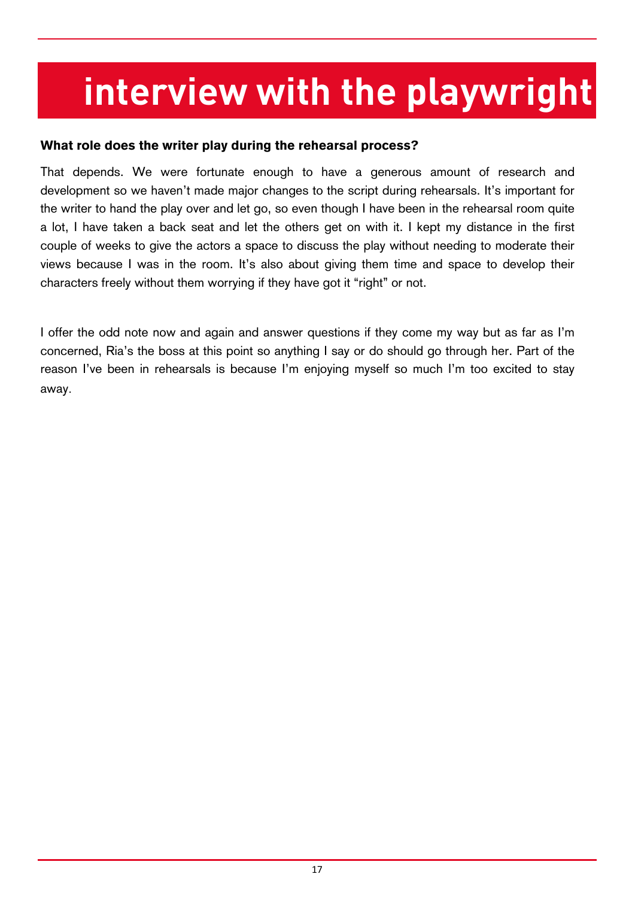# interview with the playwright

**What role does the writer play during the rehearsal process?**

That depends. We were fortunate enough to have a generous amount of research and development so we haven't made major changes to the script during rehearsals. It's important for the writer to hand the play over and let go, so even though I have been in the rehearsal room quite a lot, I have taken a back seat and let the others get on with it. I kept my distance in the first couple of weeks to give the actors a space to discuss the play without needing to moderate their views because I was in the room. It's also about giving them time and space to develop their characters freely without them worrying if they have got it "right" or not.

I offer the odd note now and again and answer questions if they come my way but as far as I'm concerned, Ria's the boss at this point so anything I say or do should go through her. Part of the reason I've been in rehearsals is because I'm enjoying myself so much I'm too excited to stay away.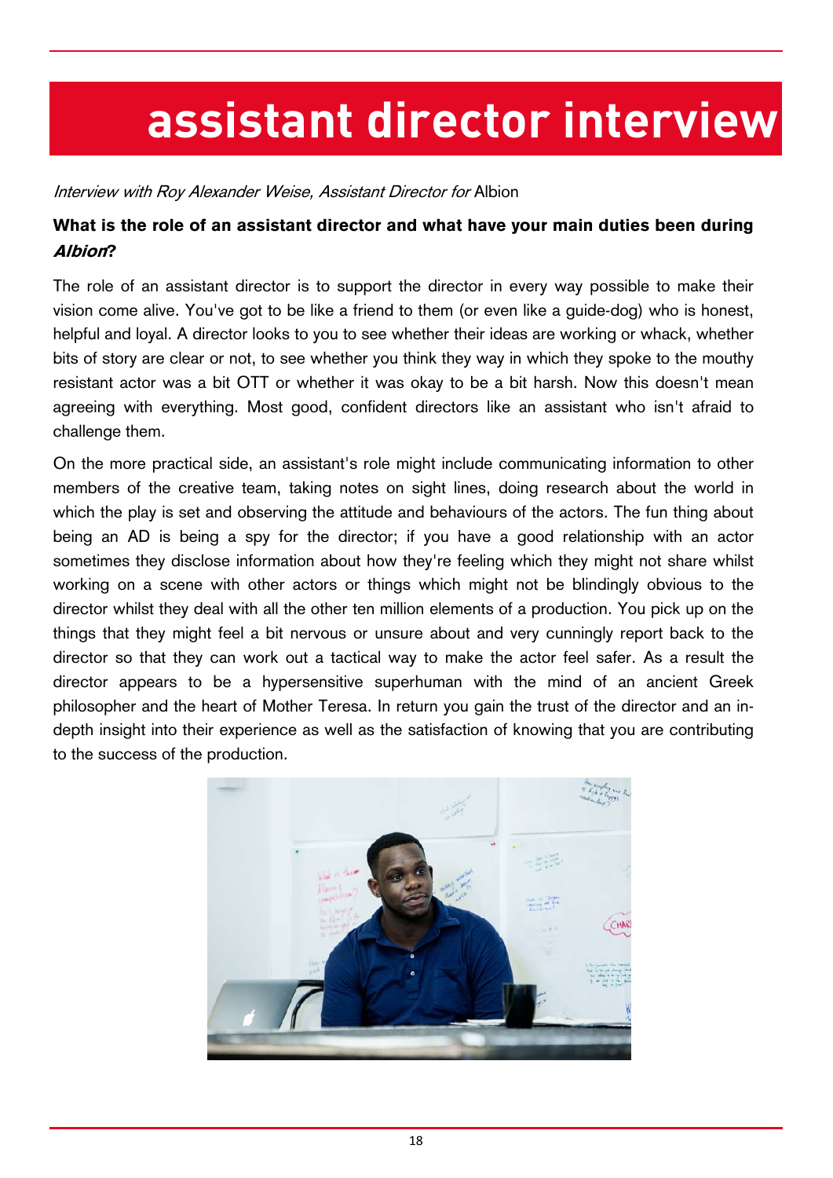# assistant director interview

*Interview with Roy Alexander Weise, Assistant Director for* Albion

**What is the role of an assistant director and what have your main duties been during *Albion*?**

The role of an assistant director is to support the director in every way possible to make their vision come alive. You've got to be like a friend to them (or even like a guide-dog) who is honest, helpful and loyal. A director looks to you to see whether their ideas are working or whack, whether bits of story are clear or not, to see whether you think they way in which they spoke to the mouthy resistant actor was a bit OTT or whether it was okay to be a bit harsh. Now this doesn't mean agreeing with everything. Most good, confident directors like an assistant who isn't afraid to challenge them.

On the more practical side, an assistant's role might include communicating information to other members of the creative team, taking notes on sight lines, doing research about the world in which the play is set and observing the attitude and behaviours of the actors. The fun thing about being an AD is being a spy for the director; if you have a good relationship with an actor sometimes they disclose information about how they're feeling which they might not share whilst working on a scene with other actors or things which might not be blindingly obvious to the director whilst they deal with all the other ten million elements of a production. You pick up on the things that they might feel a bit nervous or unsure about and very cunningly report back to the director so that they can work out a tactical way to make the actor feel safer. As a result the director appears to be a hypersensitive superhuman with the mind of an ancient Greek philosopher and the heart of Mother Teresa. In return you gain the trust of the director and an in-depth insight into their experience as well as the satisfaction of knowing that you are contributing to the success of the production.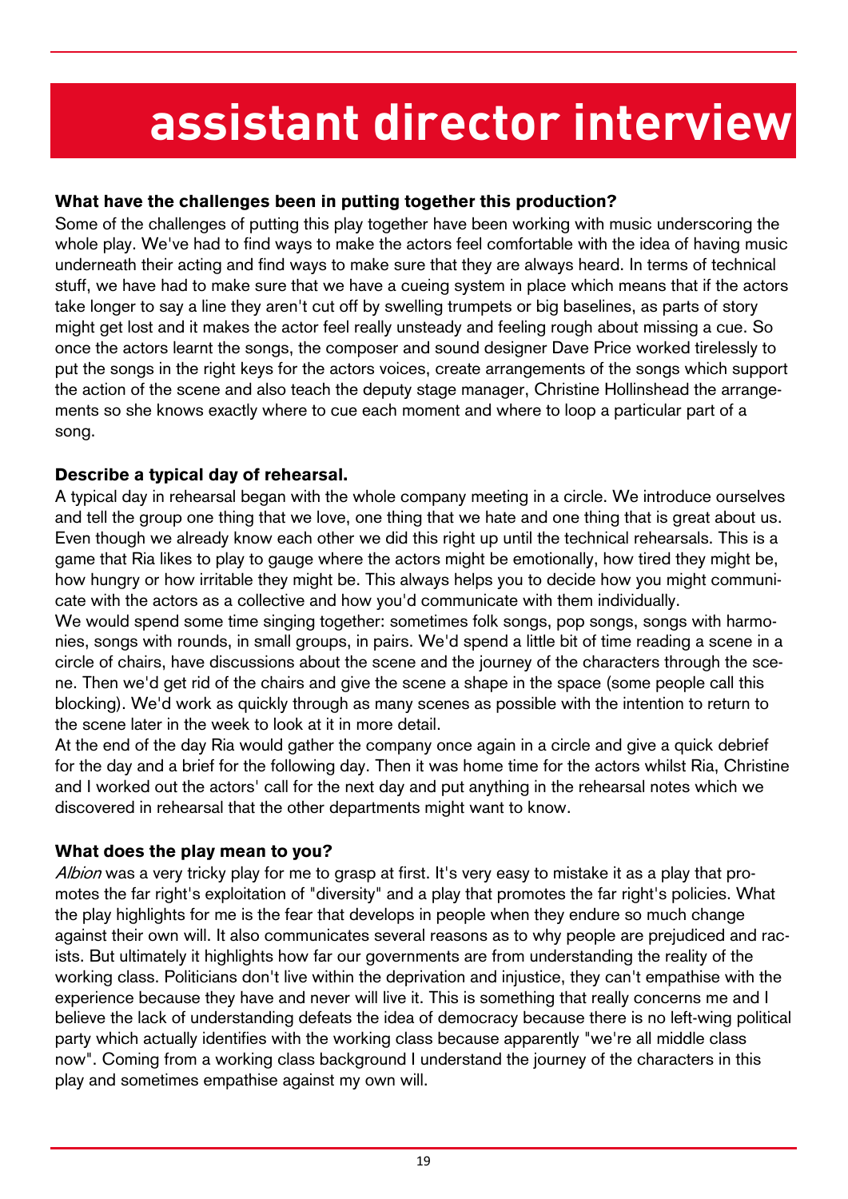# assistant director interview

### What have the challenges been in putting together this production?

Some of the challenges of putting this play together have been working with music underscoring the whole play. We've had to find ways to make the actors feel comfortable with the idea of having music underneath their acting and find ways to make sure that they are always heard. In terms of technical stuff, we have had to make sure that we have a cueing system in place which means that if the actors take longer to say a line they aren't cut off by swelling trumpets or big baselines, as parts of story might get lost and it makes the actor feel really unsteady and feeling rough about missing a cue. So once the actors learnt the songs, the composer and sound designer Dave Price worked tirelessly to put the songs in the right keys for the actors voices, create arrangements of the songs which support the action of the scene and also teach the deputy stage manager, Christine Hollinshead the arrangements so she knows exactly where to cue each moment and where to loop a particular part of a song.

### Describe a typical day of rehearsal.

A typical day in rehearsal began with the whole company meeting in a circle. We introduce ourselves and tell the group one thing that we love, one thing that we hate and one thing that is great about us. Even though we already know each other we did this right up until the technical rehearsals. This is a game that Ria likes to play to gauge where the actors might be emotionally, how tired they might be, how hungry or how irritable they might be. This always helps you to decide how you might communicate with the actors as a collective and how you'd communicate with them individually.

We would spend some time singing together: sometimes folk songs, pop songs, songs with harmonies, songs with rounds, in small groups, in pairs. We'd spend a little bit of time reading a scene in a circle of chairs, have discussions about the scene and the journey of the characters through the scene. Then we'd get rid of the chairs and give the scene a shape in the space (some people call this blocking). We'd work as quickly through as many scenes as possible with the intention to return to the scene later in the week to look at it in more detail.

At the end of the day Ria would gather the company once again in a circle and give a quick debrief for the day and a brief for the following day. Then it was home time for the actors whilst Ria, Christine and I worked out the actors' call for the next day and put anything in the rehearsal notes which we discovered in rehearsal that the other departments might want to know.

### What does the play mean to you?

*Albion* was a very tricky play for me to grasp at first. It's very easy to mistake it as a play that promotes the far right's exploitation of "diversity" and a play that promotes the far right's policies. What the play highlights for me is the fear that develops in people when they endure so much change against their own will. It also communicates several reasons as to why people are prejudiced and racists. But ultimately it highlights how far our governments are from understanding the reality of the working class. Politicians don't live within the deprivation and injustice, they can't empathise with the experience because they have and never will live it. This is something that really concerns me and I believe the lack of understanding defeats the idea of democracy because there is no left-wing political party which actually identifies with the working class because apparently "we're all middle class now". Coming from a working class background I understand the journey of the characters in this play and sometimes empathise against my own will.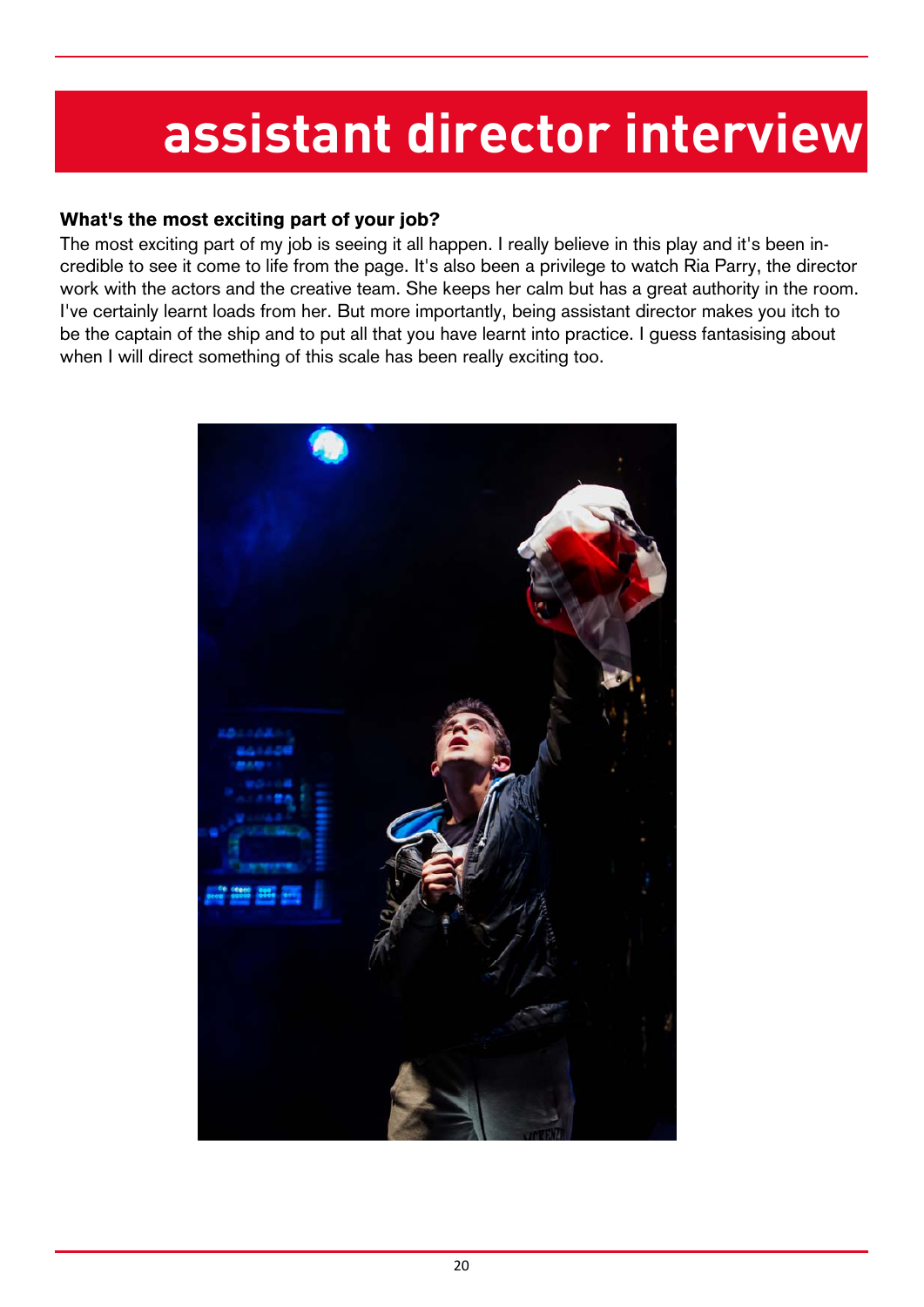# assistant director interview

**What's the most exciting part of your job?**

The most exciting part of my job is seeing it all happen. I really believe in this play and it's been incredible to see it come to life from the page. It's also been a privilege to watch Ria Parry, the director work with the actors and the creative team. She keeps her calm but has a great authority in the room. I've certainly learnt loads from her. But more importantly, being assistant director makes you itch to be the captain of the ship and to put all that you have learnt into practice. I guess fantasising about when I will direct something of this scale has been really exciting too.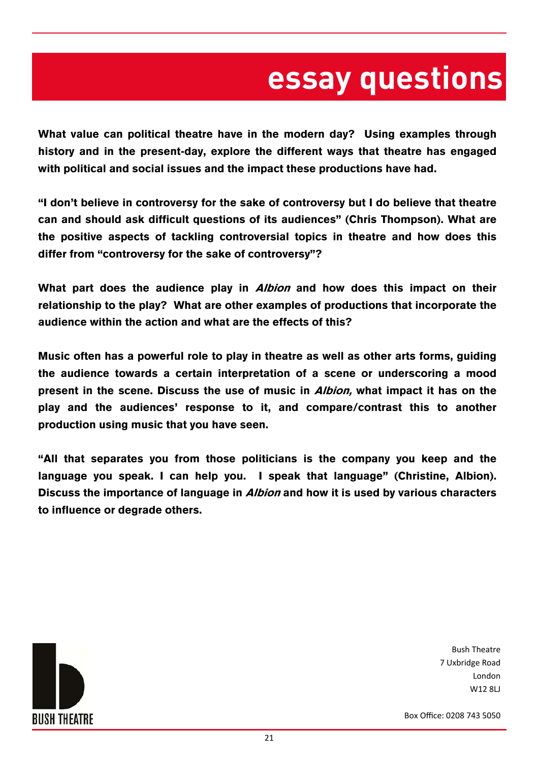# essay questions

**What value can political theatre have in the modern day? Using examples through history and in the present-day, explore the different ways that theatre has engaged with political and social issues and the impact these productions have had.**

**"I don't believe in controversy for the sake of controversy but I do believe that theatre can and should ask difficult questions of its audiences" (Chris Thompson). What are the positive aspects of tackling controversial topics in theatre and how does this differ from "controversy for the sake of controversy"?**

**What part does the audience play in *Albion* and how does this impact on their relationship to the play? What are other examples of productions that incorporate the audience within the action and what are the effects of this?**

**Music often has a powerful role to play in theatre as well as other arts forms, guiding the audience towards a certain interpretation of a scene or underscoring a mood present in the scene. Discuss the use of music in *Albion,* what impact it has on the play and the audiences' response to it, and compare/contrast this to another production using music that you have seen.**

**"All that separates you from those politicians is the company you keep and the language you speak. I can help you. I speak that language" (Christine, Albion). Discuss the importance of language in *Albion* and how it is used by various characters to influence or degrade others.**

BUSH THEATRE

Bush Theatre
7 Uxbridge Road
London
W12 8LJ

Box Office: 0208 743 5050